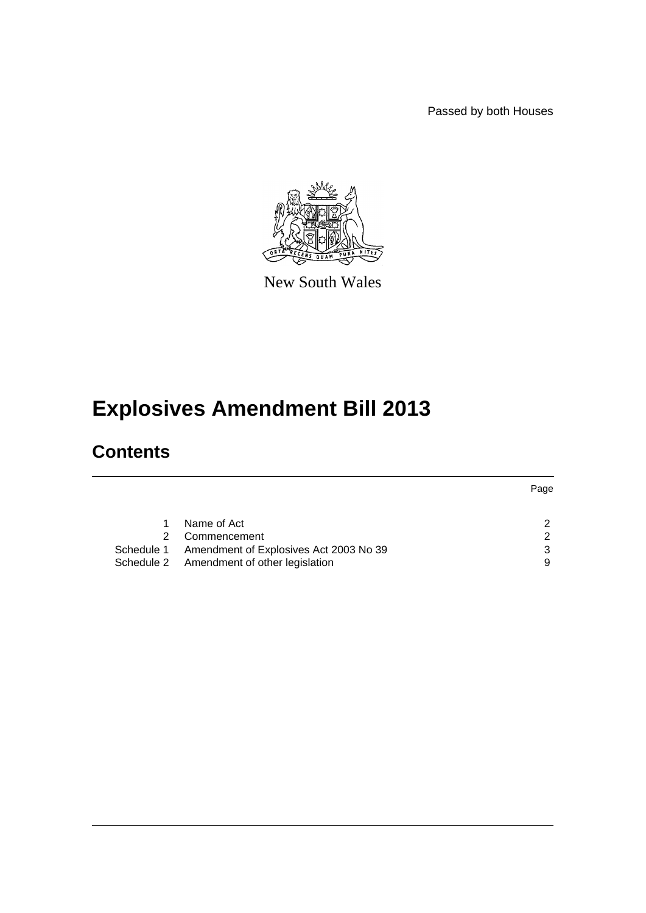Passed by both Houses

New South Wales

# Explosives Amendment Bill 2013

## Contents

| | | Page |
|---|---|---|
| 1 | Name of Act | 2 |
| 2 | Commencement | 2 |
| Schedule 1 | Amendment of Explosives Act 2003 No 39 | 3 |
| Schedule 2 | Amendment of other legislation | 9 |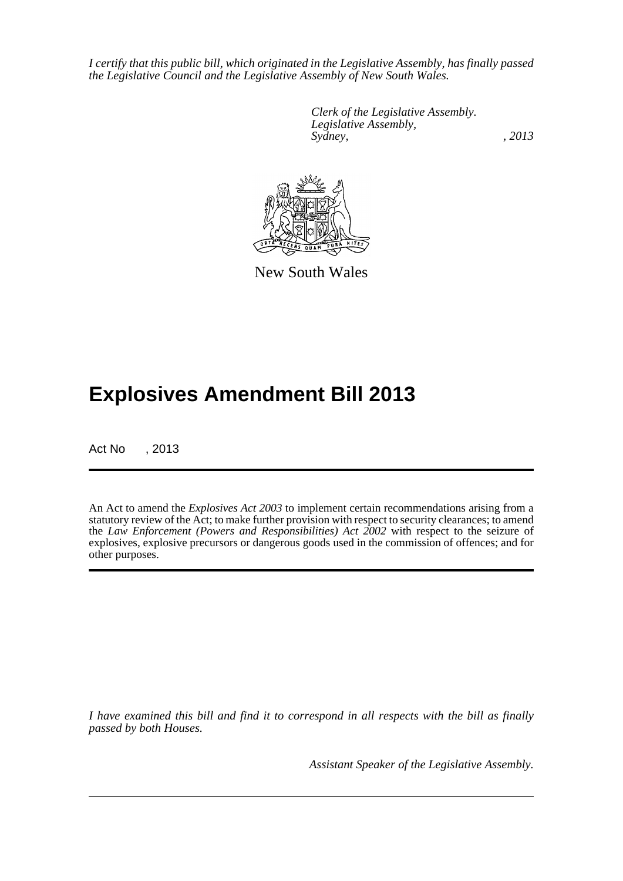*I certify that this public bill, which originated in the Legislative Assembly, has finally passed the Legislative Council and the Legislative Assembly of New South Wales.*

*Clerk of the Legislative Assembly.*
*Legislative Assembly,*
*Sydney, , 2013*

New South Wales

# Explosives Amendment Bill 2013

Act No , 2013

An Act to amend the *Explosives Act 2003* to implement certain recommendations arising from a statutory review of the Act; to make further provision with respect to security clearances; to amend the *Law Enforcement (Powers and Responsibilities) Act 2002* with respect to the seizure of explosives, explosive precursors or dangerous goods used in the commission of offences; and for other purposes.

*I have examined this bill and find it to correspond in all respects with the bill as finally passed by both Houses.*

*Assistant Speaker of the Legislative Assembly.*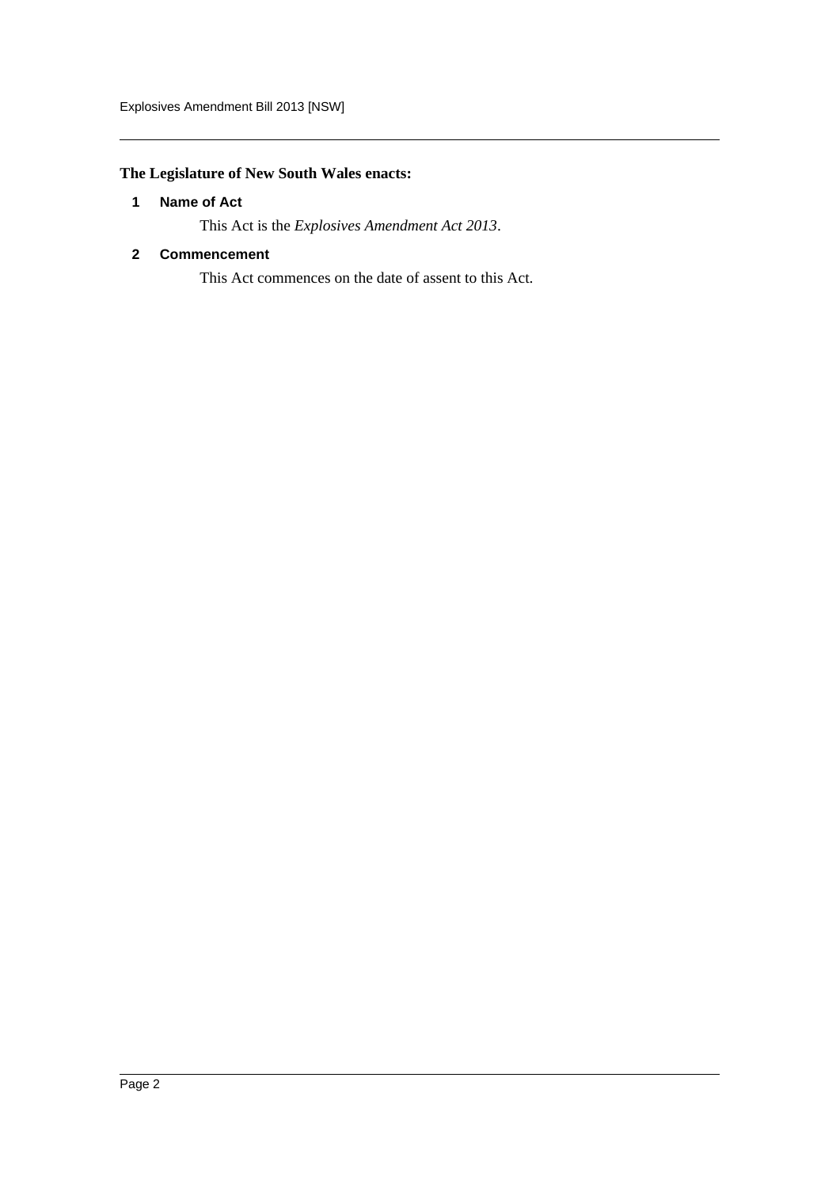**The Legislature of New South Wales enacts:**

**1 Name of Act**

This Act is the *Explosives Amendment Act 2013*.

**2 Commencement**

This Act commences on the date of assent to this Act.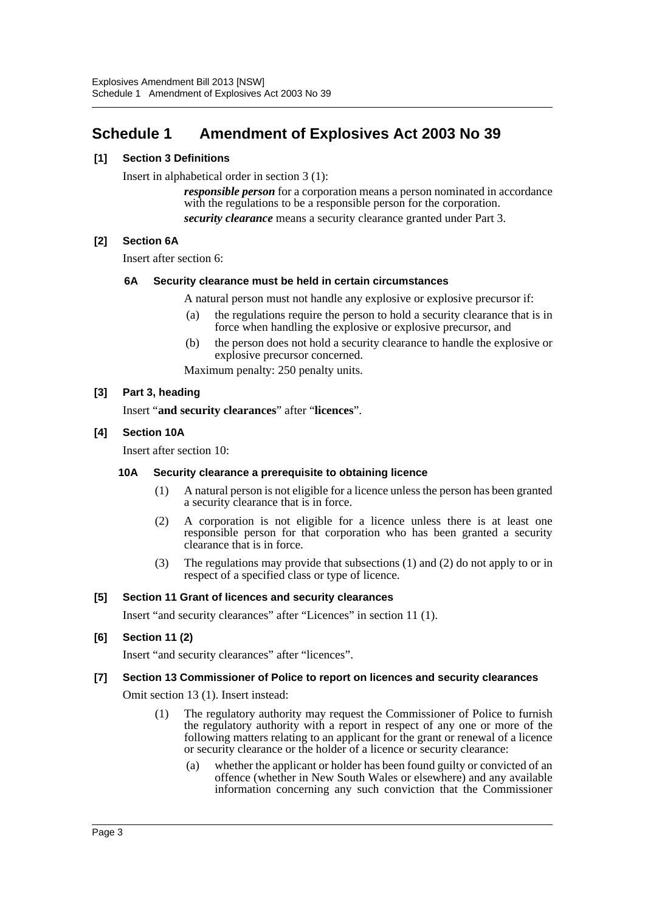# Schedule 1 Amendment of Explosives Act 2003 No 39

**[1] Section 3 Definitions**

Insert in alphabetical order in section 3 (1):

> ***responsible person*** for a corporation means a person nominated in accordance with the regulations to be a responsible person for the corporation.
>
> ***security clearance*** means a security clearance granted under Part 3.

**[2] Section 6A**

Insert after section 6:

**6A Security clearance must be held in certain circumstances**

A natural person must not handle any explosive or explosive precursor if:

(a) the regulations require the person to hold a security clearance that is in force when handling the explosive or explosive precursor, and

(b) the person does not hold a security clearance to handle the explosive or explosive precursor concerned.

Maximum penalty: 250 penalty units.

**[3] Part 3, heading**

Insert "**and security clearances**" after "**licences**".

**[4] Section 10A**

Insert after section 10:

**10A Security clearance a prerequisite to obtaining licence**

(1) A natural person is not eligible for a licence unless the person has been granted a security clearance that is in force.

(2) A corporation is not eligible for a licence unless there is at least one responsible person for that corporation who has been granted a security clearance that is in force.

(3) The regulations may provide that subsections (1) and (2) do not apply to or in respect of a specified class or type of licence.

**[5] Section 11 Grant of licences and security clearances**

Insert "and security clearances" after "Licences" in section 11 (1).

**[6] Section 11 (2)**

Insert "and security clearances" after "licences".

**[7] Section 13 Commissioner of Police to report on licences and security clearances**

Omit section 13 (1). Insert instead:

(1) The regulatory authority may request the Commissioner of Police to furnish the regulatory authority with a report in respect of any one or more of the following matters relating to an applicant for the grant or renewal of a licence or security clearance or the holder of a licence or security clearance:

(a) whether the applicant or holder has been found guilty or convicted of an offence (whether in New South Wales or elsewhere) and any available information concerning any such conviction that the Commissioner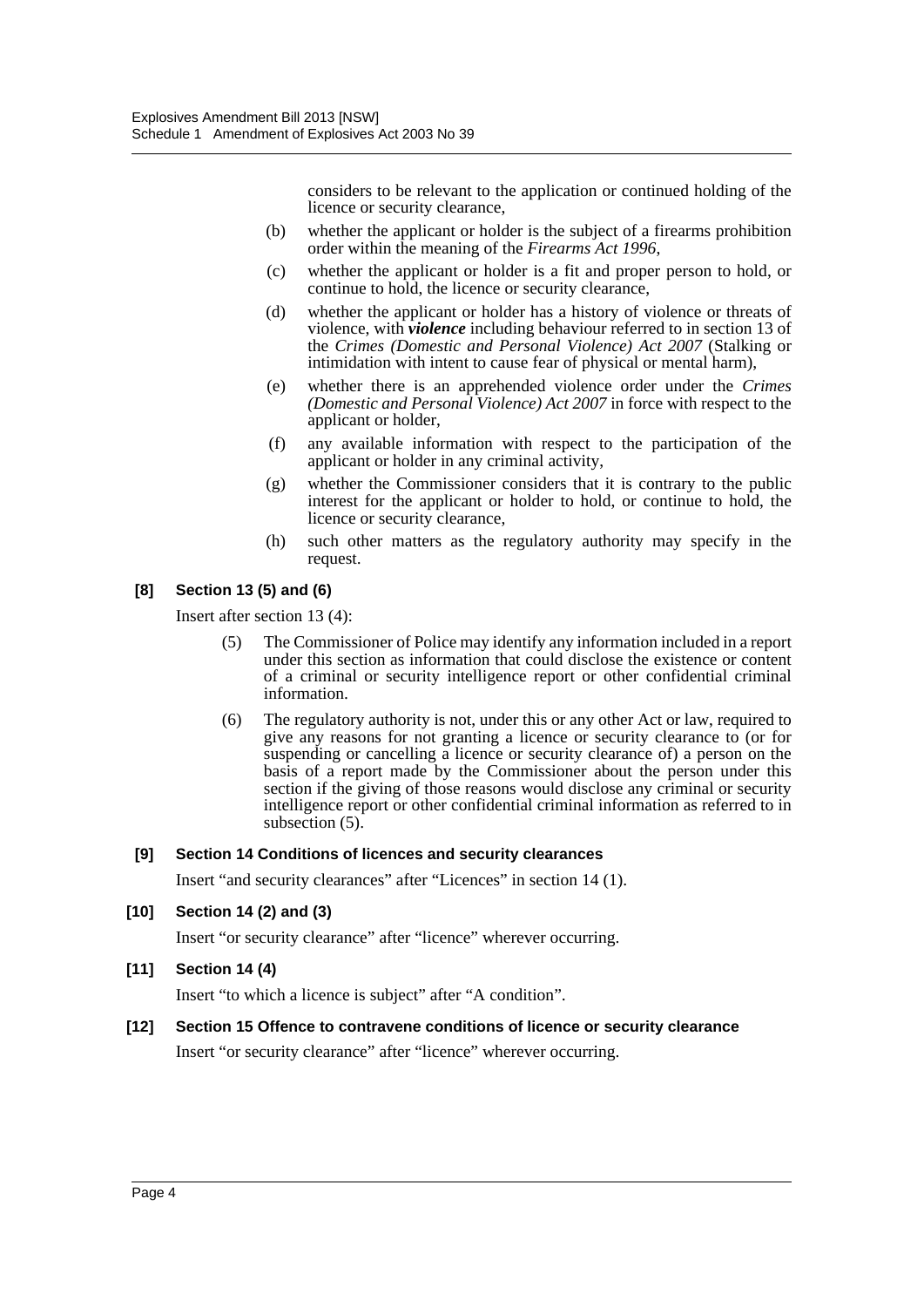considers to be relevant to the application or continued holding of the licence or security clearance,

(b) whether the applicant or holder is the subject of a firearms prohibition order within the meaning of the *Firearms Act 1996*,

(c) whether the applicant or holder is a fit and proper person to hold, or continue to hold, the licence or security clearance,

(d) whether the applicant or holder has a history of violence or threats of violence, with ***violence*** including behaviour referred to in section 13 of the *Crimes (Domestic and Personal Violence) Act 2007* (Stalking or intimidation with intent to cause fear of physical or mental harm),

(e) whether there is an apprehended violence order under the *Crimes (Domestic and Personal Violence) Act 2007* in force with respect to the applicant or holder,

(f) any available information with respect to the participation of the applicant or holder in any criminal activity,

(g) whether the Commissioner considers that it is contrary to the public interest for the applicant or holder to hold, or continue to hold, the licence or security clearance,

(h) such other matters as the regulatory authority may specify in the request.

**[8] Section 13 (5) and (6)**

Insert after section 13 (4):

(5) The Commissioner of Police may identify any information included in a report under this section as information that could disclose the existence or content of a criminal or security intelligence report or other confidential criminal information.

(6) The regulatory authority is not, under this or any other Act or law, required to give any reasons for not granting a licence or security clearance to (or for suspending or cancelling a licence or security clearance of) a person on the basis of a report made by the Commissioner about the person under this section if the giving of those reasons would disclose any criminal or security intelligence report or other confidential criminal information as referred to in subsection (5).

**[9] Section 14 Conditions of licences and security clearances**

Insert "and security clearances" after "Licences" in section 14 (1).

**[10] Section 14 (2) and (3)**

Insert "or security clearance" after "licence" wherever occurring.

**[11] Section 14 (4)**

Insert "to which a licence is subject" after "A condition".

**[12] Section 15 Offence to contravene conditions of licence or security clearance**

Insert "or security clearance" after "licence" wherever occurring.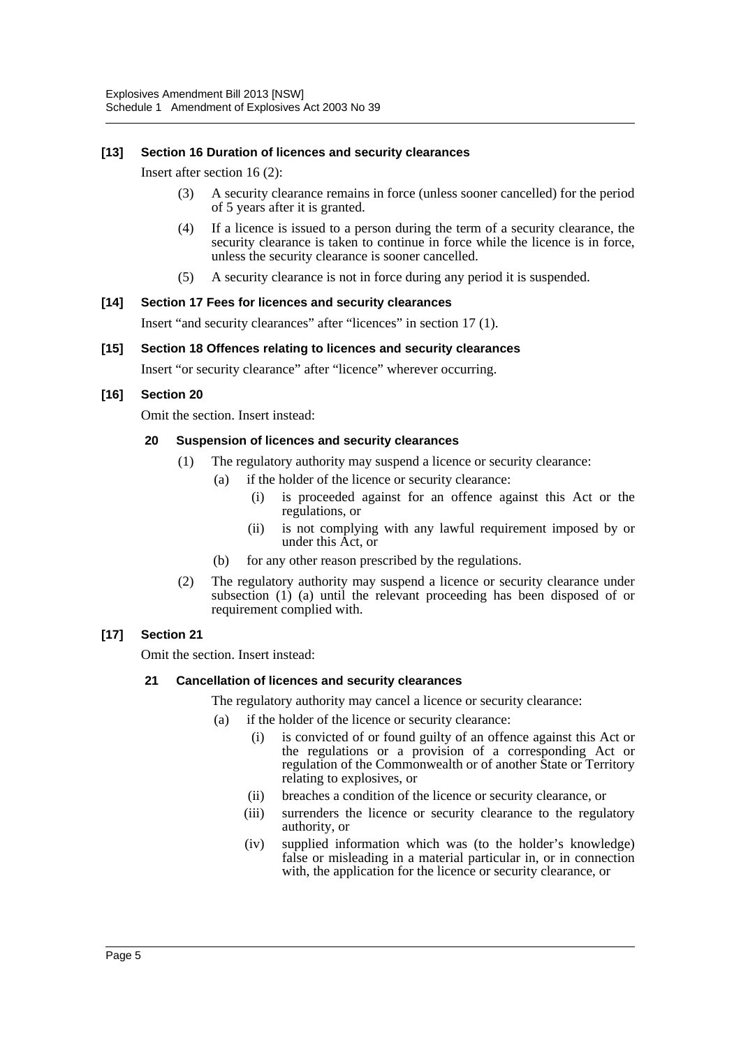**[13] Section 16 Duration of licences and security clearances**

Insert after section 16 (2):

> (3) A security clearance remains in force (unless sooner cancelled) for the period of 5 years after it is granted.
>
> (4) If a licence is issued to a person during the term of a security clearance, the security clearance is taken to continue in force while the licence is in force, unless the security clearance is sooner cancelled.
>
> (5) A security clearance is not in force during any period it is suspended.

**[14] Section 17 Fees for licences and security clearances**

Insert "and security clearances" after "licences" in section 17 (1).

**[15] Section 18 Offences relating to licences and security clearances**

Insert "or security clearance" after "licence" wherever occurring.

**[16] Section 20**

Omit the section. Insert instead:

> **20 Suspension of licences and security clearances**
>
> (1) The regulatory authority may suspend a licence or security clearance:
>
> (a) if the holder of the licence or security clearance:
>
> (i) is proceeded against for an offence against this Act or the regulations, or
>
> (ii) is not complying with any lawful requirement imposed by or under this Act, or
>
> (b) for any other reason prescribed by the regulations.
>
> (2) The regulatory authority may suspend a licence or security clearance under subsection (1) (a) until the relevant proceeding has been disposed of or requirement complied with.

**[17] Section 21**

Omit the section. Insert instead:

> **21 Cancellation of licences and security clearances**
>
> The regulatory authority may cancel a licence or security clearance:
>
> (a) if the holder of the licence or security clearance:
>
> (i) is convicted of or found guilty of an offence against this Act or the regulations or a provision of a corresponding Act or regulation of the Commonwealth or of another State or Territory relating to explosives, or
>
> (ii) breaches a condition of the licence or security clearance, or
>
> (iii) surrenders the licence or security clearance to the regulatory authority, or
>
> (iv) supplied information which was (to the holder's knowledge) false or misleading in a material particular in, or in connection with, the application for the licence or security clearance, or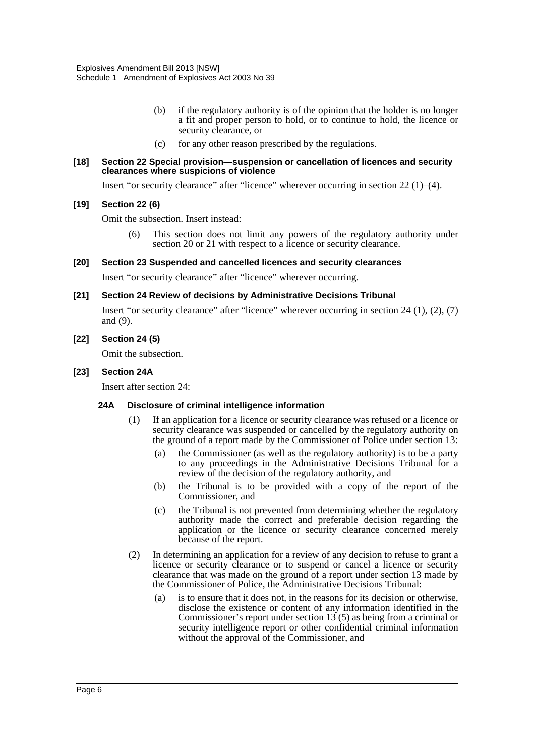(b) if the regulatory authority is of the opinion that the holder is no longer a fit and proper person to hold, or to continue to hold, the licence or security clearance, or

(c) for any other reason prescribed by the regulations.

**[18] Section 22 Special provision—suspension or cancellation of licences and security clearances where suspicions of violence**

Insert "or security clearance" after "licence" wherever occurring in section 22 (1)–(4).

**[19] Section 22 (6)**

Omit the subsection. Insert instead:

(6) This section does not limit any powers of the regulatory authority under section 20 or 21 with respect to a licence or security clearance.

**[20] Section 23 Suspended and cancelled licences and security clearances**

Insert "or security clearance" after "licence" wherever occurring.

**[21] Section 24 Review of decisions by Administrative Decisions Tribunal**

Insert "or security clearance" after "licence" wherever occurring in section 24 (1), (2), (7) and (9).

**[22] Section 24 (5)**

Omit the subsection.

**[23] Section 24A**

Insert after section 24:

**24A Disclosure of criminal intelligence information**

(1) If an application for a licence or security clearance was refused or a licence or security clearance was suspended or cancelled by the regulatory authority on the ground of a report made by the Commissioner of Police under section 13:

(a) the Commissioner (as well as the regulatory authority) is to be a party to any proceedings in the Administrative Decisions Tribunal for a review of the decision of the regulatory authority, and

(b) the Tribunal is to be provided with a copy of the report of the Commissioner, and

(c) the Tribunal is not prevented from determining whether the regulatory authority made the correct and preferable decision regarding the application or the licence or security clearance concerned merely because of the report.

(2) In determining an application for a review of any decision to refuse to grant a licence or security clearance or to suspend or cancel a licence or security clearance that was made on the ground of a report under section 13 made by the Commissioner of Police, the Administrative Decisions Tribunal:

(a) is to ensure that it does not, in the reasons for its decision or otherwise, disclose the existence or content of any information identified in the Commissioner's report under section 13 (5) as being from a criminal or security intelligence report or other confidential criminal information without the approval of the Commissioner, and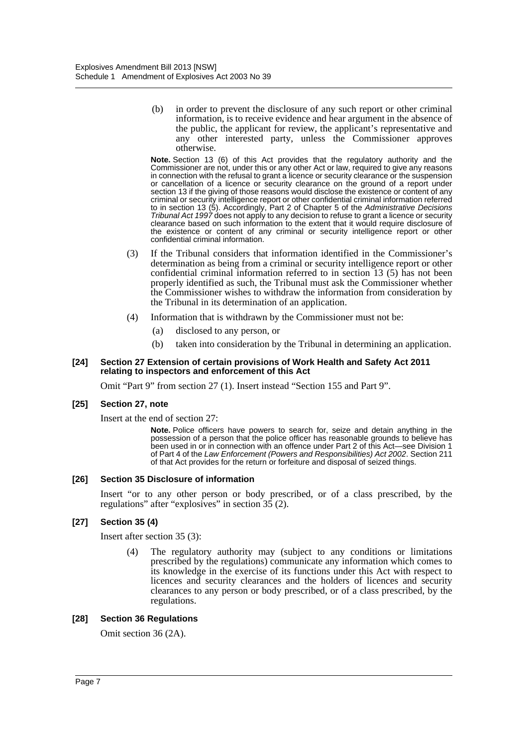(b) in order to prevent the disclosure of any such report or other criminal information, is to receive evidence and hear argument in the absence of the public, the applicant for review, the applicant's representative and any other interested party, unless the Commissioner approves otherwise.

**Note.** Section 13 (6) of this Act provides that the regulatory authority and the Commissioner are not, under this or any other Act or law, required to give any reasons in connection with the refusal to grant a licence or security clearance or the suspension or cancellation of a licence or security clearance on the ground of a report under section 13 if the giving of those reasons would disclose the existence or content of any criminal or security intelligence report or other confidential criminal information referred to in section 13 (5). Accordingly, Part 2 of Chapter 5 of the *Administrative Decisions Tribunal Act 1997* does not apply to any decision to refuse to grant a licence or security clearance based on such information to the extent that it would require disclosure of the existence or content of any criminal or security intelligence report or other confidential criminal information.

(3) If the Tribunal considers that information identified in the Commissioner's determination as being from a criminal or security intelligence report or other confidential criminal information referred to in section 13 (5) has not been properly identified as such, the Tribunal must ask the Commissioner whether the Commissioner wishes to withdraw the information from consideration by the Tribunal in its determination of an application.

(4) Information that is withdrawn by the Commissioner must not be:

(a) disclosed to any person, or

(b) taken into consideration by the Tribunal in determining an application.

#### [24] Section 27 Extension of certain provisions of Work Health and Safety Act 2011 relating to inspectors and enforcement of this Act

Omit "Part 9" from section 27 (1). Insert instead "Section 155 and Part 9".

#### [25] Section 27, note

Insert at the end of section 27:

**Note.** Police officers have powers to search for, seize and detain anything in the possession of a person that the police officer has reasonable grounds to believe has been used in or in connection with an offence under Part 2 of this Act—see Division 1 of Part 4 of the *Law Enforcement (Powers and Responsibilities) Act 2002*. Section 211 of that Act provides for the return or forfeiture and disposal of seized things.

#### [26] Section 35 Disclosure of information

Insert "or to any other person or body prescribed, or of a class prescribed, by the regulations" after "explosives" in section 35 (2).

#### [27] Section 35 (4)

Insert after section 35 (3):

(4) The regulatory authority may (subject to any conditions or limitations prescribed by the regulations) communicate any information which comes to its knowledge in the exercise of its functions under this Act with respect to licences and security clearances and the holders of licences and security clearances to any person or body prescribed, or of a class prescribed, by the regulations.

#### [28] Section 36 Regulations

Omit section 36 (2A).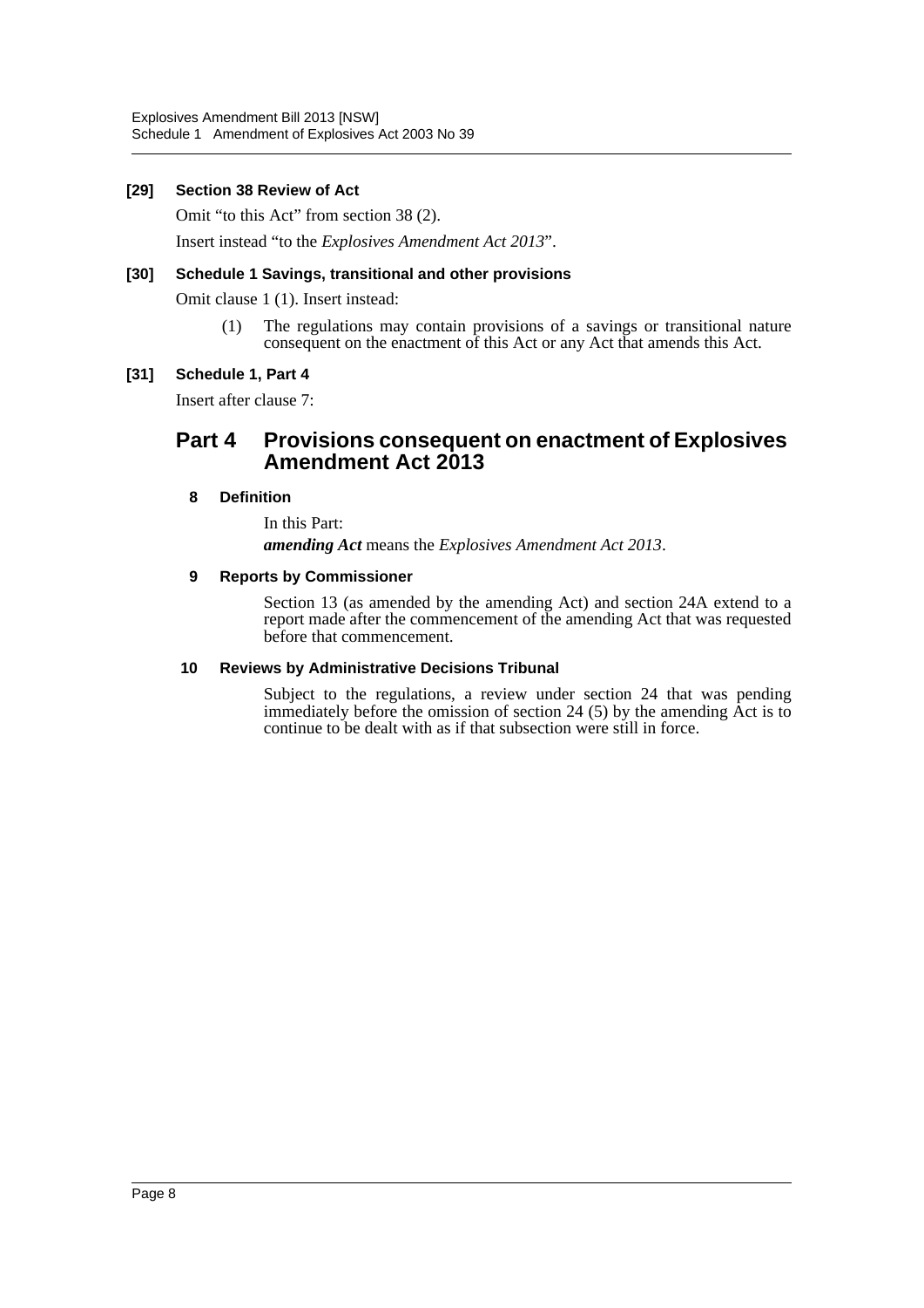### [29] Section 38 Review of Act

Omit "to this Act" from section 38 (2).

Insert instead "to the *Explosives Amendment Act 2013*".

### [30] Schedule 1 Savings, transitional and other provisions

Omit clause 1 (1). Insert instead:

> (1) The regulations may contain provisions of a savings or transitional nature consequent on the enactment of this Act or any Act that amends this Act.

### [31] Schedule 1, Part 4

Insert after clause 7:

## Part 4 Provisions consequent on enactment of Explosives Amendment Act 2013

#### 8 Definition

In this Part:

***amending Act*** means the *Explosives Amendment Act 2013*.

#### 9 Reports by Commissioner

Section 13 (as amended by the amending Act) and section 24A extend to a report made after the commencement of the amending Act that was requested before that commencement.

#### 10 Reviews by Administrative Decisions Tribunal

Subject to the regulations, a review under section 24 that was pending immediately before the omission of section 24 (5) by the amending Act is to continue to be dealt with as if that subsection were still in force.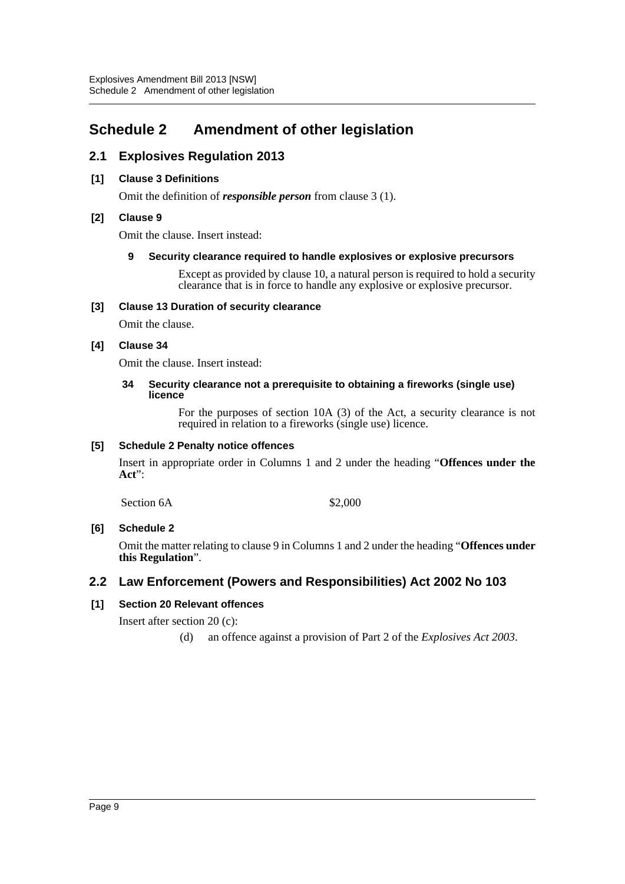# Schedule 2 Amendment of other legislation

## 2.1 Explosives Regulation 2013

### [1] Clause 3 Definitions

Omit the definition of ***responsible person*** from clause 3 (1).

### [2] Clause 9

Omit the clause. Insert instead:

#### 9 Security clearance required to handle explosives or explosive precursors

Except as provided by clause 10, a natural person is required to hold a security clearance that is in force to handle any explosive or explosive precursor.

### [3] Clause 13 Duration of security clearance

Omit the clause.

### [4] Clause 34

Omit the clause. Insert instead:

#### 34 Security clearance not a prerequisite to obtaining a fireworks (single use) licence

For the purposes of section 10A (3) of the Act, a security clearance is not required in relation to a fireworks (single use) licence.

### [5] Schedule 2 Penalty notice offences

Insert in appropriate order in Columns 1 and 2 under the heading "**Offences under the Act**":

| | |
|---|---|
| Section 6A | $2,000 |

### [6] Schedule 2

Omit the matter relating to clause 9 in Columns 1 and 2 under the heading "**Offences under this Regulation**".

## 2.2 Law Enforcement (Powers and Responsibilities) Act 2002 No 103

### [1] Section 20 Relevant offences

Insert after section 20 (c):

(d) an offence against a provision of Part 2 of the *Explosives Act 2003*.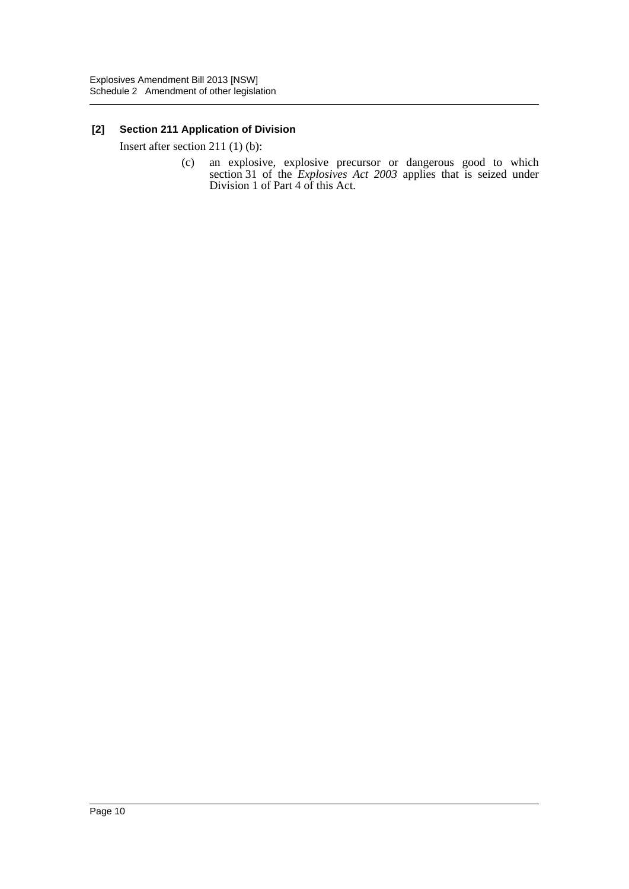### [2] Section 211 Application of Division

Insert after section 211 (1) (b):

(c) an explosive, explosive precursor or dangerous good to which section 31 of the *Explosives Act 2003* applies that is seized under Division 1 of Part 4 of this Act.